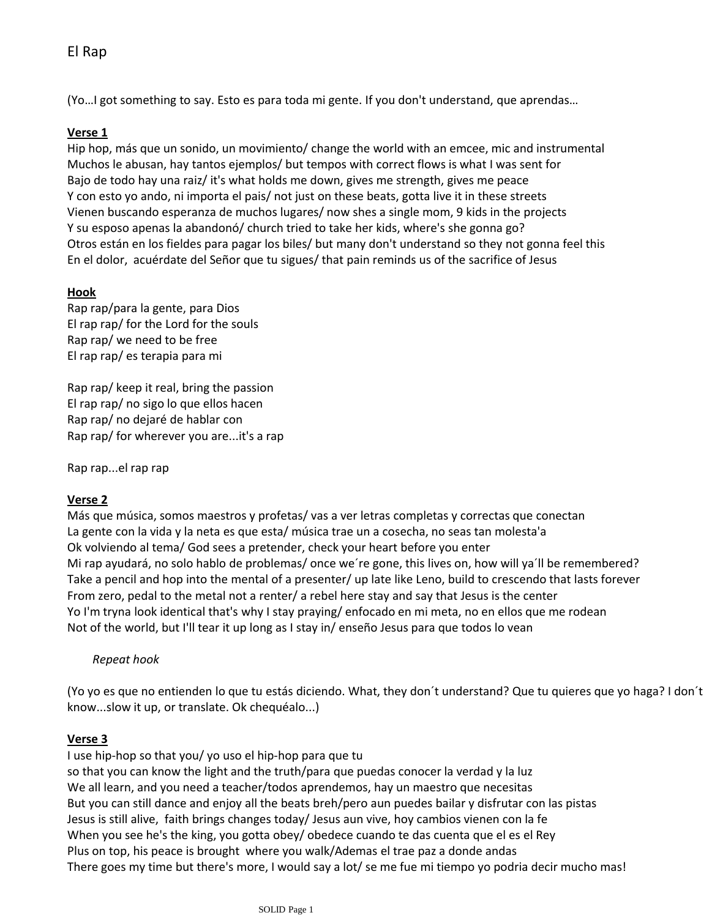# El Rap

(Yo…I got something to say. Esto es para toda mi gente. If you don't understand, que aprendas…

**Verse 1**

Hip hop, más que un sonido, un movimiento/ change the world with an emcee, mic and instrumental
Muchos le abusan, hay tantos ejemplos/ but tempos with correct flows is what I was sent for
Bajo de todo hay una raiz/ it's what holds me down, gives me strength, gives me peace
Y con esto yo ando, ni importa el pais/ not just on these beats, gotta live it in these streets
Vienen buscando esperanza de muchos lugares/ now shes a single mom, 9 kids in the projects
Y su esposo apenas la abandonó/ church tried to take her kids, where's she gonna go?
Otros están en los fieldes para pagar los biles/ but many don't understand so they not gonna feel this
En el dolor,  acuérdate del Señor que tu sigues/ that pain reminds us of the sacrifice of Jesus

**Hook**

Rap rap/para la gente, para Dios
El rap rap/ for the Lord for the souls
Rap rap/ we need to be free
El rap rap/ es terapia para mi

Rap rap/ keep it real, bring the passion
El rap rap/ no sigo lo que ellos hacen
Rap rap/ no dejaré de hablar con
Rap rap/ for wherever you are...it's a rap

Rap rap...el rap rap

**Verse 2**

Más que música, somos maestros y profetas/ vas a ver letras completas y correctas que conectan
La gente con la vida y la neta es que esta/ música trae un a cosecha, no seas tan molesta'a
Ok volviendo al tema/ God sees a pretender, check your heart before you enter
Mi rap ayudará, no solo hablo de problemas/ once we´re gone, this lives on, how will ya´ll be remembered?
Take a pencil and hop into the mental of a presenter/ up late like Leno, build to crescendo that lasts forever
From zero, pedal to the metal not a renter/ a rebel here stay and say that Jesus is the center
Yo I'm tryna look identical that's why I stay praying/ enfocado en mi meta, no en ellos que me rodean
Not of the world, but I'll tear it up long as I stay in/ enseño Jesus para que todos lo vean

*Repeat hook*

(Yo yo es que no entienden lo que tu estás diciendo. What, they don´t understand? Que tu quieres que yo haga? I don´t know...slow it up, or translate. Ok chequéalo...)

**Verse 3**

I use hip-hop so that you/ yo uso el hip-hop para que tu
so that you can know the light and the truth/para que puedas conocer la verdad y la luz
We all learn, and you need a teacher/todos aprendemos, hay un maestro que necesitas
But you can still dance and enjoy all the beats breh/pero aun puedes bailar y disfrutar con las pistas
Jesus is still alive,  faith brings changes today/ Jesus aun vive, hoy cambios vienen con la fe
When you see he's the king, you gotta obey/ obedece cuando te das cuenta que el es el Rey
Plus on top, his peace is brought  where you walk/Ademas el trae paz a donde andas
There goes my time but there's more, I would say a lot/ se me fue mi tiempo yo podria decir mucho mas!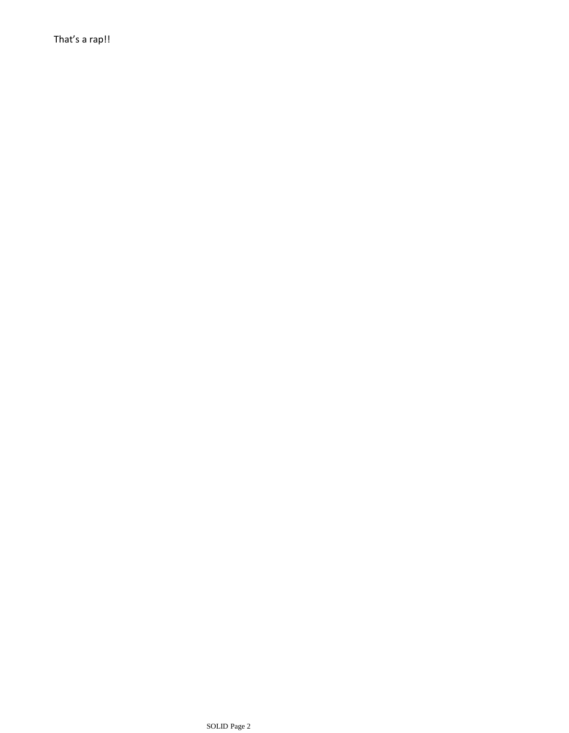That's a rap!!